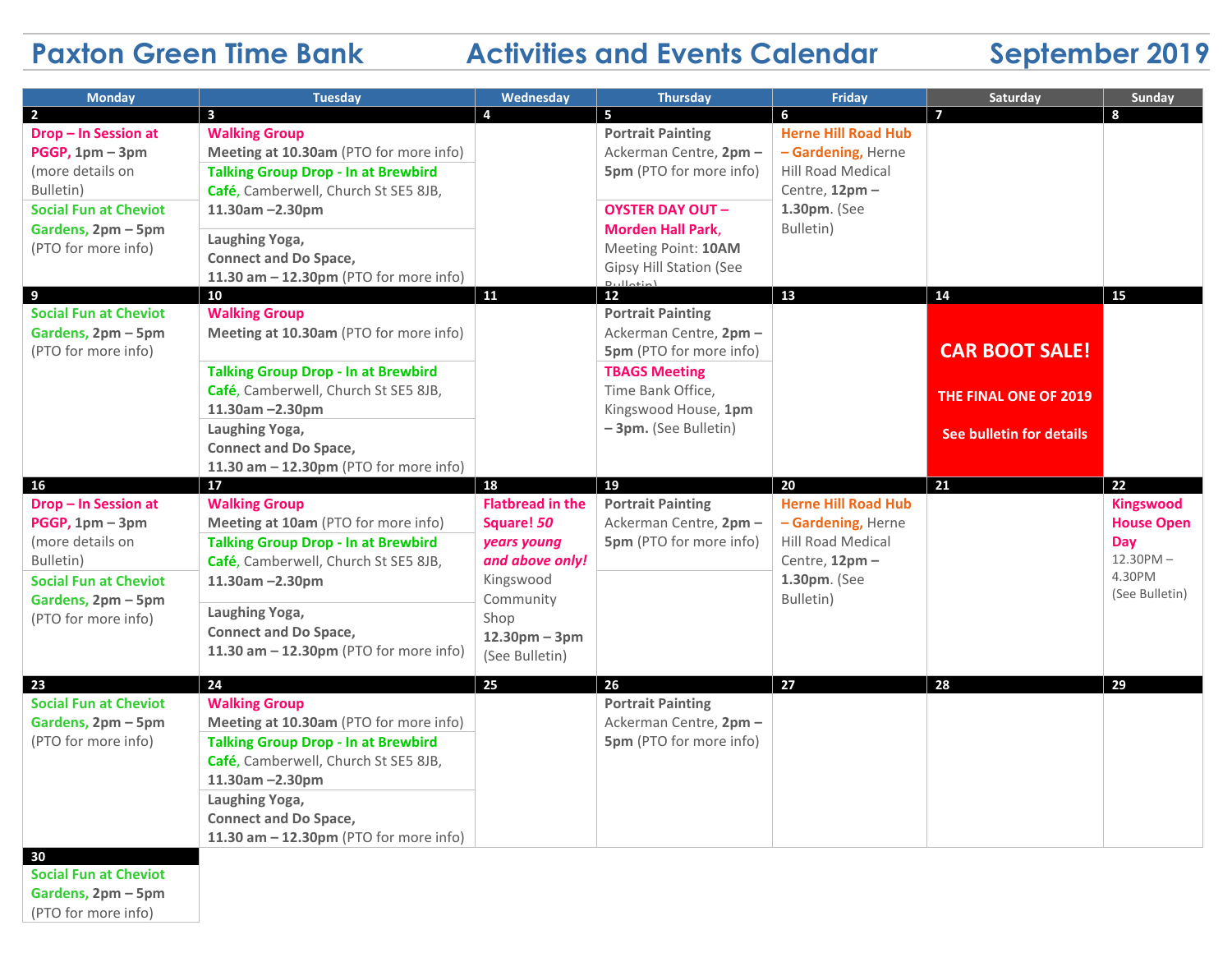# Paxton Green Time Bank — Activities and Events Calendar — September 2019

| Monday | Tuesday | Wednesday | Thursday | Friday | Saturday | Sunday |
|---|---|---|---|---|---|---|
| **2**<br>**Drop – In Session at PGGP, 1pm – 3pm** (more details on Bulletin)<br>**Social Fun at Cheviot Gardens, 2pm – 5pm** (PTO for more info) | **3**<br>**Walking Group**<br>**Meeting at 10.30am** (PTO for more info)<br>**Talking Group Drop - In at Brewbird Café**, Camberwell, Church St SE5 8JB, **11.30am –2.30pm**<br>**Laughing Yoga, Connect and Do Space, 11.30 am – 12.30pm** (PTO for more info) | **4** | **5**<br>**Portrait Painting**<br>Ackerman Centre, **2pm – 5pm** (PTO for more info)<br>**OYSTER DAY OUT – Morden Hall Park,**<br>Meeting Point: **10AM** Gipsy Hill Station (See Bulletin) | **6**<br>**Herne Hill Road Hub – Gardening,** Herne Hill Road Medical Centre, **12pm – 1.30pm**. (See Bulletin) | **7** | **8** |
| **9**<br>**Social Fun at Cheviot Gardens, 2pm – 5pm** (PTO for more info) | **10**<br>**Walking Group**<br>**Meeting at 10.30am** (PTO for more info)<br>**Talking Group Drop - In at Brewbird Café**, Camberwell, Church St SE5 8JB, **11.30am –2.30pm**<br>**Laughing Yoga, Connect and Do Space, 11.30 am – 12.30pm** (PTO for more info) | **11** | **12**<br>**Portrait Painting**<br>Ackerman Centre, **2pm – 5pm** (PTO for more info)<br>**TBAGS Meeting**<br>Time Bank Office, Kingswood House, **1pm – 3pm.** (See Bulletin) | **13** | **14**<br>**CAR BOOT SALE!**<br>**THE FINAL ONE OF 2019**<br>**See bulletin for details** | **15** |
| **16**<br>**Drop – In Session at PGGP, 1pm – 3pm** (more details on Bulletin)<br>**Social Fun at Cheviot Gardens, 2pm – 5pm** (PTO for more info) | **17**<br>**Walking Group**<br>**Meeting at 10am** (PTO for more info)<br>**Talking Group Drop - In at Brewbird Café**, Camberwell, Church St SE5 8JB, **11.30am –2.30pm**<br>**Laughing Yoga, Connect and Do Space, 11.30 am – 12.30pm** (PTO for more info) | **18**<br>**Flatbread in the Square!** ***50 years young and above only!***<br>Kingswood Community Shop<br>**12.30pm – 3pm** (See Bulletin) | **19**<br>**Portrait Painting**<br>Ackerman Centre, **2pm – 5pm** (PTO for more info) | **20**<br>**Herne Hill Road Hub – Gardening,** Herne Hill Road Medical Centre, **12pm – 1.30pm**. (See Bulletin) | **21** | **22**<br>**Kingswood House Open Day**<br>12.30PM – 4.30PM<br>(See Bulletin) |
| **23**<br>**Social Fun at Cheviot Gardens, 2pm – 5pm** (PTO for more info) | **24**<br>**Walking Group**<br>**Meeting at 10.30am** (PTO for more info)<br>**Talking Group Drop - In at Brewbird Café**, Camberwell, Church St SE5 8JB, **11.30am –2.30pm**<br>**Laughing Yoga, Connect and Do Space, 11.30 am – 12.30pm** (PTO for more info) | **25** | **26**<br>**Portrait Painting**<br>Ackerman Centre, **2pm – 5pm** (PTO for more info) | **27** | **28** | **29** |
| **30**<br>**Social Fun at Cheviot Gardens, 2pm – 5pm** (PTO for more info) | | | | | | |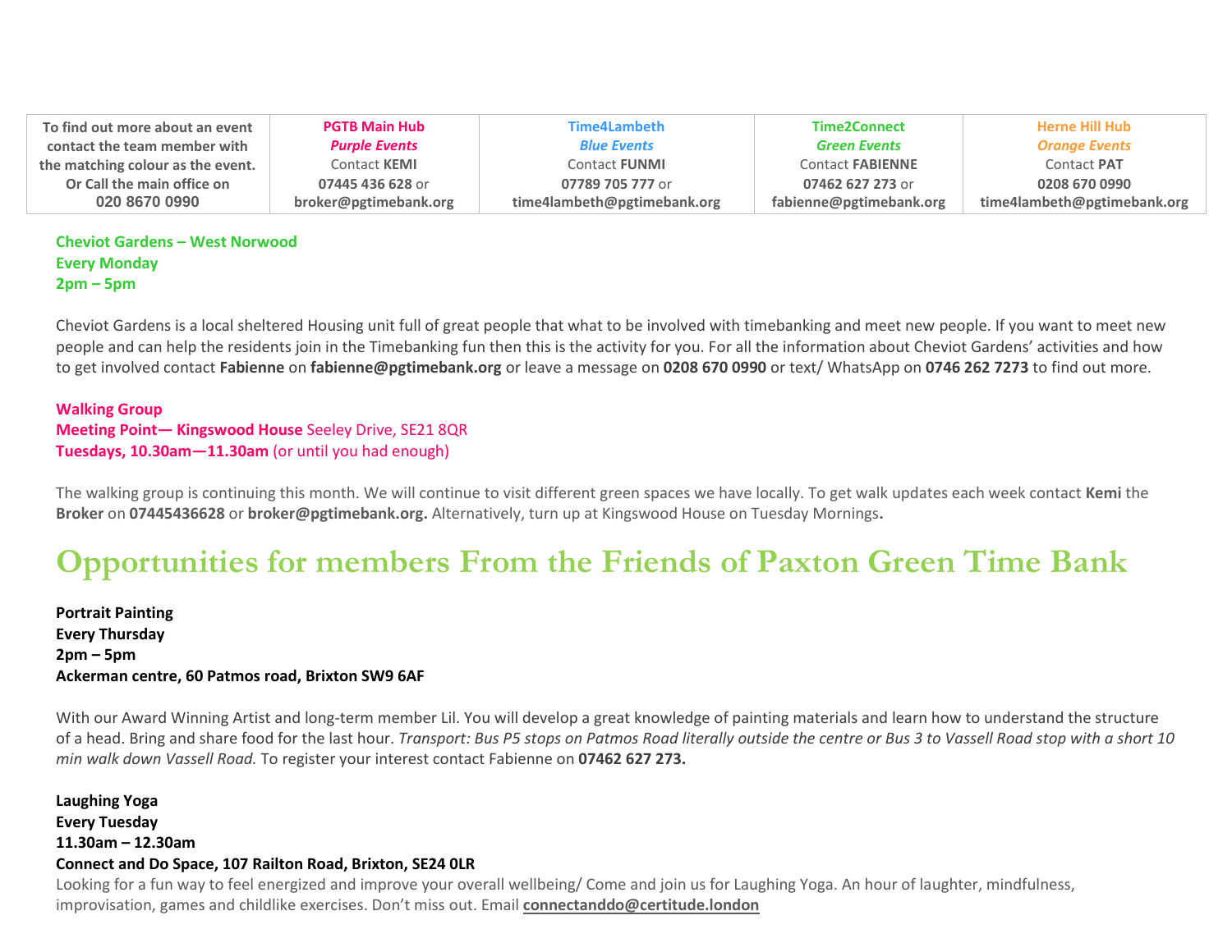| To find out more about an event contact the team member with the matching colour as the event. Or Call the main office on 020 8670 0990 | PGTB Main Hub *Purple Events* Contact **KEMI** **07445 436 628** or **broker@pgtimebank.org** | Time4Lambeth *Blue Events* Contact **FUNMI** **07789 705 777** or **time4lambeth@pgtimebank.org** | Time2Connect *Green Events* Contact **FABIENNE** **07462 627 273** or **fabienne@pgtimebank.org** | Herne Hill Hub *Orange Events* Contact **PAT** **0208 670 0990** **time4lambeth@pgtimebank.org** |
|---|---|---|---|---|

**Cheviot Gardens – West Norwood**
**Every Monday**
**2pm – 5pm**

Cheviot Gardens is a local sheltered Housing unit full of great people that what to be involved with timebanking and meet new people. If you want to meet new people and can help the residents join in the Timebanking fun then this is the activity for you. For all the information about Cheviot Gardens' activities and how to get involved contact **Fabienne** on **fabienne@pgtimebank.org** or leave a message on **0208 670 0990** or text/ WhatsApp on **0746 262 7273** to find out more.

**Walking Group**
**Meeting Point— Kingswood House** Seeley Drive, SE21 8QR
**Tuesdays, 10.30am—11.30am** (or until you had enough)

The walking group is continuing this month. We will continue to visit different green spaces we have locally. To get walk updates each week contact **Kemi** the **Broker** on **07445436628** or **broker@pgtimebank.org.** Alternatively, turn up at Kingswood House on Tuesday Mornings**.**

# Opportunities for members From the Friends of Paxton Green Time Bank

**Portrait Painting**
**Every Thursday**
**2pm – 5pm**
**Ackerman centre, 60 Patmos road, Brixton SW9 6AF**

With our Award Winning Artist and long-term member Lil. You will develop a great knowledge of painting materials and learn how to understand the structure of a head. Bring and share food for the last hour. *Transport: Bus P5 stops on Patmos Road literally outside the centre or Bus 3 to Vassell Road stop with a short 10 min walk down Vassell Road.* To register your interest contact Fabienne on **07462 627 273.**

**Laughing Yoga**
**Every Tuesday**
**11.30am – 12.30am**
**Connect and Do Space, 107 Railton Road, Brixton, SE24 0LR**
Looking for a fun way to feel energized and improve your overall wellbeing/ Come and join us for Laughing Yoga. An hour of laughter, mindfulness, improvisation, games and childlike exercises. Don't miss out. Email **connectanddo@certitude.london**